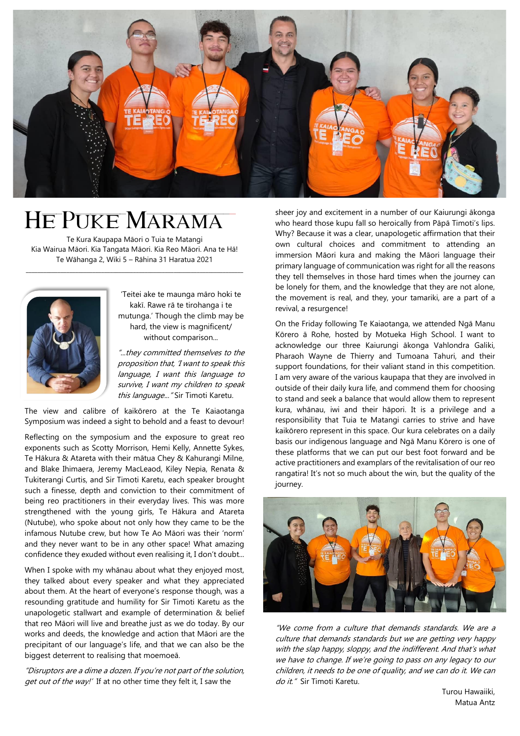# He Puke Marama

Te Kura Kaupapa Māori o Tuia te Matangi
Kia Wairua Māori. Kia Tangata Māori. Kia Reo Māori. Ana te Hā!
Te Wāhanga 2, Wiki 5 – Rāhina 31 Haratua 2021

'Teitei ake te maunga māro hoki te kakī. Rawe rā te tirohanga i te mutunga.' Though the climb may be hard, the view is magnificent/ without comparison...

*"...they committed themselves to the proposition that, 'I want to speak this language, I want this language to survive, I want my children to speak this language...'"* Sir Timoti Karetu.

The view and calibre of kaikōrero at the Te Kaiaotanga Symposium was indeed a sight to behold and a feast to devour!

Reflecting on the symposium and the exposure to great reo exponents such as Scotty Morrison, Hemi Kelly, Annette Sykes, Te Hākura & Atareta with their mātua Chey & Kahurangi Milne, and Blake Ihimaera, Jeremy MacLeaod, Kiley Nepia, Renata & Tukiterangi Curtis, and Sir Timoti Karetu, each speaker brought such a finesse, depth and conviction to their commitment of being reo practitioners in their everyday lives. This was more strengthened with the young girls, Te Hākura and Atareta (Nutube), who spoke about not only how they came to be the infamous Nutube crew, but how Te Ao Māori was their 'norm' and they never want to be in any other space! What amazing confidence they exuded without even realising it, I don't doubt...

When I spoke with my whānau about what they enjoyed most, they talked about every speaker and what they appreciated about them. At the heart of everyone's response though, was a resounding gratitude and humility for Sir Timoti Karetu as the unapologetic stallwart and example of determination & belief that reo Māori will live and breathe just as we do today. By our works and deeds, the knowledge and action that Māori are the precipitant of our language's life, and that we can also be the biggest deterrent to realising that moemoeā.

*"Disruptors are a dime a dozen. If you're not part of the solution, get out of the way!"* If at no other time they felt it, I saw the sheer joy and excitement in a number of our Kaiurungi ākonga who heard those kupu fall so heroically from Pāpā Timoti's lips. Why? Because it was a clear, unapologetic affirmation that their own cultural choices and commitment to attending an immersion Māori kura and making the Māori language their primary language of communication was right for all the reasons they tell themselves in those hard times when the journey can be lonely for them, and the knowledge that they are not alone, the movement is real, and they, your tamariki, are a part of a revival, a resurgence!

On the Friday following Te Kaiaotanga, we attended Ngā Manu Kōrero ā Rohe, hosted by Motueka High School. I want to acknowledge our three Kaiurungi ākonga Vahlondra Galiki, Pharaoh Wayne de Thierry and Tumoana Tahuri, and their support foundations, for their valiant stand in this competition. I am very aware of the various kaupapa that they are involved in outside of their daily kura life, and commend them for choosing to stand and seek a balance that would allow them to represent kura, whānau, iwi and their hāpori. It is a privilege and a responsibility that Tuia te Matangi carries to strive and have kaikōrero represent in this space. Our kura celebrates on a daily basis our indigenous language and Ngā Manu Kōrero is one of these platforms that we can put our best foot forward and be active practitioners and examplars of the revitalisation of our reo rangatira! It's not so much about the win, but the quality of the journey.

*"We come from a culture that demands standards. We are a culture that demands standards but we are getting very happy with the slap happy, sloppy, and the indifferent. And that's what we have to change. If we're going to pass on any legacy to our children, it needs to be one of quality, and we can do it. We can do it."* Sir Timoti Karetu.

Turou Hawaiiki,
Matua Antz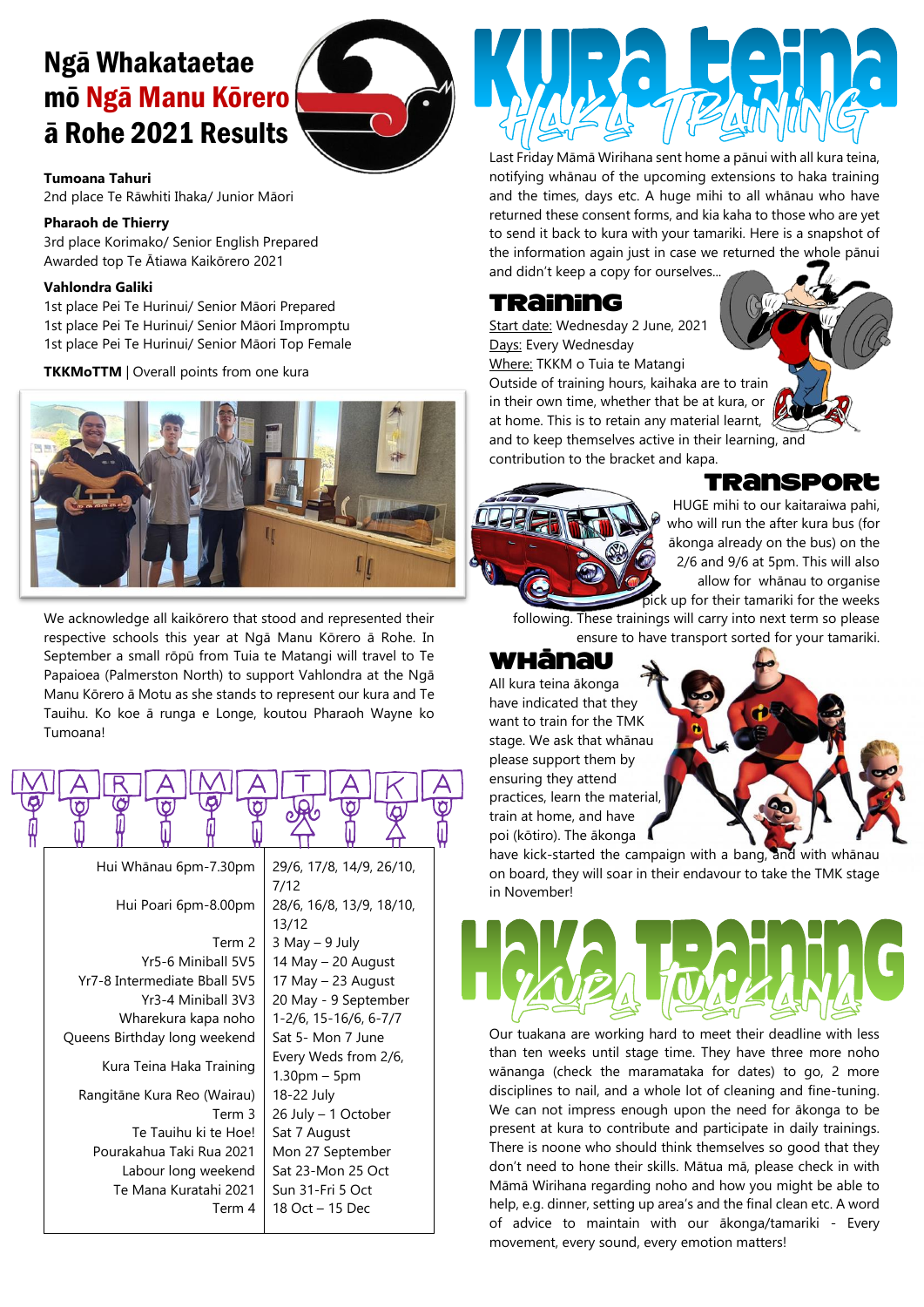# Ngā Whakataetae mō Ngā Manu Kōrero ā Rohe 2021 Results

**Tumoana Tahuri**
2nd place Te Rāwhiti Ihaka/ Junior Māori

**Pharaoh de Thierry**
3rd place Korimako/ Senior English Prepared
Awarded top Te Ātiawa Kaikōrero 2021

**Vahlondra Galiki**
1st place Pei Te Hurinui/ Senior Māori Prepared
1st place Pei Te Hurinui/ Senior Māori Impromptu
1st place Pei Te Hurinui/ Senior Māori Top Female

**TKKMoTTM** | Overall points from one kura

We acknowledge all kaikōrero that stood and represented their respective schools this year at Ngā Manu Kōrero ā Rohe. In September a small rōpū from Tuia te Matangi will travel to Te Papaioea (Palmerston North) to support Vahlondra at the Ngā Manu Kōrero ā Motu as she stands to represent our kura and Te Tauihu. Ko koe ā runga e Longe, koutou Pharaoh Wayne ko Tumoana!

## MARAMATAKA

| | |
|---|---|
| Hui Whānau 6pm-7.30pm | 29/6, 17/8, 14/9, 26/10, 7/12 |
| Hui Poari 6pm-8.00pm | 28/6, 16/8, 13/9, 18/10, 13/12 |
| Term 2 | 3 May – 9 July |
| Yr5-6 Miniball 5V5 | 14 May – 20 August |
| Yr7-8 Intermediate Bball 5V5 | 17 May – 23 August |
| Yr3-4 Miniball 3V3 | 20 May - 9 September |
| Wharekura kapa noho | 1-2/6, 15-16/6, 6-7/7 |
| Queens Birthday long weekend | Sat 5- Mon 7 June |
| Kura Teina Haka Training | Every Weds from 2/6, 1.30pm – 5pm |
| Rangitāne Kura Reo (Wairau) | 18-22 July |
| Term 3 | 26 July – 1 October |
| Te Tauihu ki te Hoe! | Sat 7 August |
| Pourakahua Taki Rua 2021 | Mon 27 September |
| Labour long weekend | Sat 23-Mon 25 Oct |
| Te Mana Kuratahi 2021 | Sun 31-Fri 5 Oct |
| Term 4 | 18 Oct – 15 Dec |

# Kura Teina Haka Training

Last Friday Māmā Wirihana sent home a pānui with all kura teina, notifying whānau of the upcoming extensions to haka training and the times, days etc. A huge mihi to all whānau who have returned these consent forms, and kia kaha to those who are yet to send it back to kura with your tamariki. Here is a snapshot of the information again just in case we returned the whole pānui and didn't keep a copy for ourselves...

## Training

Start date: Wednesday 2 June, 2021
Days: Every Wednesday
Where: TKKM o Tuia te Matangi
Outside of training hours, kaihaka are to train in their own time, whether that be at kura, or at home. This is to retain any material learnt, and to keep themselves active in their learning, and contribution to the bracket and kapa.

## Transport

HUGE mihi to our kaitaraiwa pahi, who will run the after kura bus (for ākonga already on the bus) on the 2/6 and 9/6 at 5pm. This will also allow for whānau to organise pick up for their tamariki for the weeks following. These trainings will carry into next term so please ensure to have transport sorted for your tamariki.

## Whānau

All kura teina ākonga have indicated that they want to train for the TMK stage. We ask that whānau please support them by ensuring they attend practices, learn the material, train at home, and have poi (kōtiro). The ākonga have kick-started the campaign with a bang, and with whānau on board, they will soar in their endavour to take the TMK stage in November!

# Haka Training Kura Tuakana

Our tuakana are working hard to meet their deadline with less than ten weeks until stage time. They have three more noho wānanga (check the maramataka for dates) to go, 2 more disciplines to nail, and a whole lot of cleaning and fine-tuning. We can not impress enough upon the need for ākonga to be present at kura to contribute and participate in daily trainings. There is noone who should think themselves so good that they don't need to hone their skills. Mātua mā, please check in with Māmā Wirihana regarding noho and how you might be able to help, e.g. dinner, setting up area's and the final clean etc. A word of advice to maintain with our ākonga/tamariki - Every movement, every sound, every emotion matters!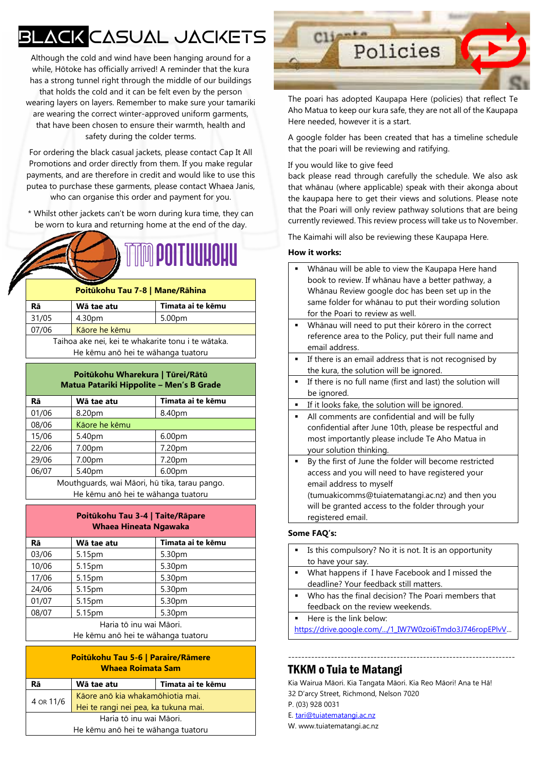# BLACK CASUAL JACKETS

Although the cold and wind have been hanging around for a while, Hōtoke has officially arrived! A reminder that the kura has a strong tunnel right through the middle of our buildings that holds the cold and it can be felt even by the person wearing layers on layers. Remember to make sure your tamariki are wearing the correct winter-approved uniform garments, that have been chosen to ensure their warmth, health and safety during the colder terms.

For ordering the black casual jackets, please contact Cap It All Promotions and order directly from them. If you make regular payments, and are therefore in credit and would like to use this putea to purchase these garments, please contact Whaea Janis, who can organise this order and payment for you.

\* Whilst other jackets can't be worn during kura time, they can be worn to kura and returning home at the end of the day.

# TTM POITUUKOHU

| Poitūkohu Tau 7-8 \| Mane/Rāhina | | |
|---|---|---|
| **Rā** | **Wā tae atu** | **Timata ai te kēmu** |
| 31/05 | 4.30pm | 5.00pm |
| 07/06 | Kāore he kēmu | |
| Taihoa ake nei, kei te whakarite tonu i te wātaka. He kēmu anō hei te wāhanga tuatoru | | |

| Poitūkohu Wharekura \| Tūrei/Rātū Matua Patariki Hippolite – Men's B Grade | | |
|---|---|---|
| **Rā** | **Wā tae atu** | **Timata ai te kēmu** |
| 01/06 | 8.20pm | 8.40pm |
| 08/06 | Kāore he kēmu | |
| 15/06 | 5.40pm | 6.00pm |
| 22/06 | 7.00pm | 7.20pm |
| 29/06 | 7.00pm | 7.20pm |
| 06/07 | 5.40pm | 6.00pm |
| Mouthguards, wai Māori, hū tika, tarau pango. He kēmu anō hei te wāhanga tuatoru | | |

| Poitūkohu Tau 3-4 \| Taite/Rāpare Whaea Hineata Ngawaka | | |
|---|---|---|
| **Rā** | **Wā tae atu** | **Timata ai te kēmu** |
| 03/06 | 5.15pm | 5.30pm |
| 10/06 | 5.15pm | 5.30pm |
| 17/06 | 5.15pm | 5.30pm |
| 24/06 | 5.15pm | 5.30pm |
| 01/07 | 5.15pm | 5.30pm |
| 08/07 | 5.15pm | 5.30pm |
| Haria tō inu wai Māori. He kēmu anō hei te wāhanga tuatoru | | |

| Poitūkohu Tau 5-6 \| Paraire/Rāmere Whaea Roimata Sam | | |
|---|---|---|
| **Rā** | **Wā tae atu** | **Timata ai te kēmu** |
| 4 OR 11/6 | Kāore anō kia whakamōhiotia mai. Hei te rangi nei pea, ka tukuna mai. | |
| Haria tō inu wai Māori. He kēmu anō hei te wāhanga tuatoru | | |

# Policies

The poari has adopted Kaupapa Here (policies) that reflect Te Aho Matua to keep our kura safe, they are not all of the Kaupapa Here needed, however it is a start.

A google folder has been created that has a timeline schedule that the poari will be reviewing and ratifying.

If you would like to give feed back please read through carefully the schedule. We also ask that whānau (where applicable) speak with their akonga about the kaupapa here to get their views and solutions. Please note that the Poari will only review pathway solutions that are being currently reviewed. This review process will take us to November.

The Kaimahi will also be reviewing these Kaupapa Here.

**How it works:**

- Whānau will be able to view the Kaupapa Here hand book to review. If whānau have a better pathway, a Whānau Review google doc has been set up in the same folder for whānau to put their wording solution for the Poari to review as well.
- Whānau will need to put their kōrero in the correct reference area to the Policy, put their full name and email address.
- If there is an email address that is not recognised by the kura, the solution will be ignored.
- If there is no full name (first and last) the solution will be ignored.
- If it looks fake, the solution will be ignored.
- All comments are confidential and will be fully confidential after June 10th, please be respectful and most importantly please include Te Aho Matua in your solution thinking.
- By the first of June the folder will become restricted access and you will need to have registered your email address to myself (tumuakicomms@tuiatematangi.ac.nz) and then you will be granted access to the folder through your registered email.

**Some FAQ's:**

- Is this compulsory? No it is not. It is an opportunity to have your say.
- What happens if I have Facebook and I missed the deadline? Your feedback still matters.
- Who has the final decision? The Poari members that feedback on the review weekends.
- Here is the link below: https://drive.google.com/.../1_IW7W0zoi6Tmdo3J746ropEPlvV...

---

## TKKM o Tuia te Matangi

Kia Wairua Māori. Kia Tangata Māori. Kia Reo Māori! Ana te Hā!
32 D'arcy Street, Richmond, Nelson 7020
P. (03) 928 0031
E. tari@tuiatematangi.ac.nz
W. www.tuiatematangi.ac.nz